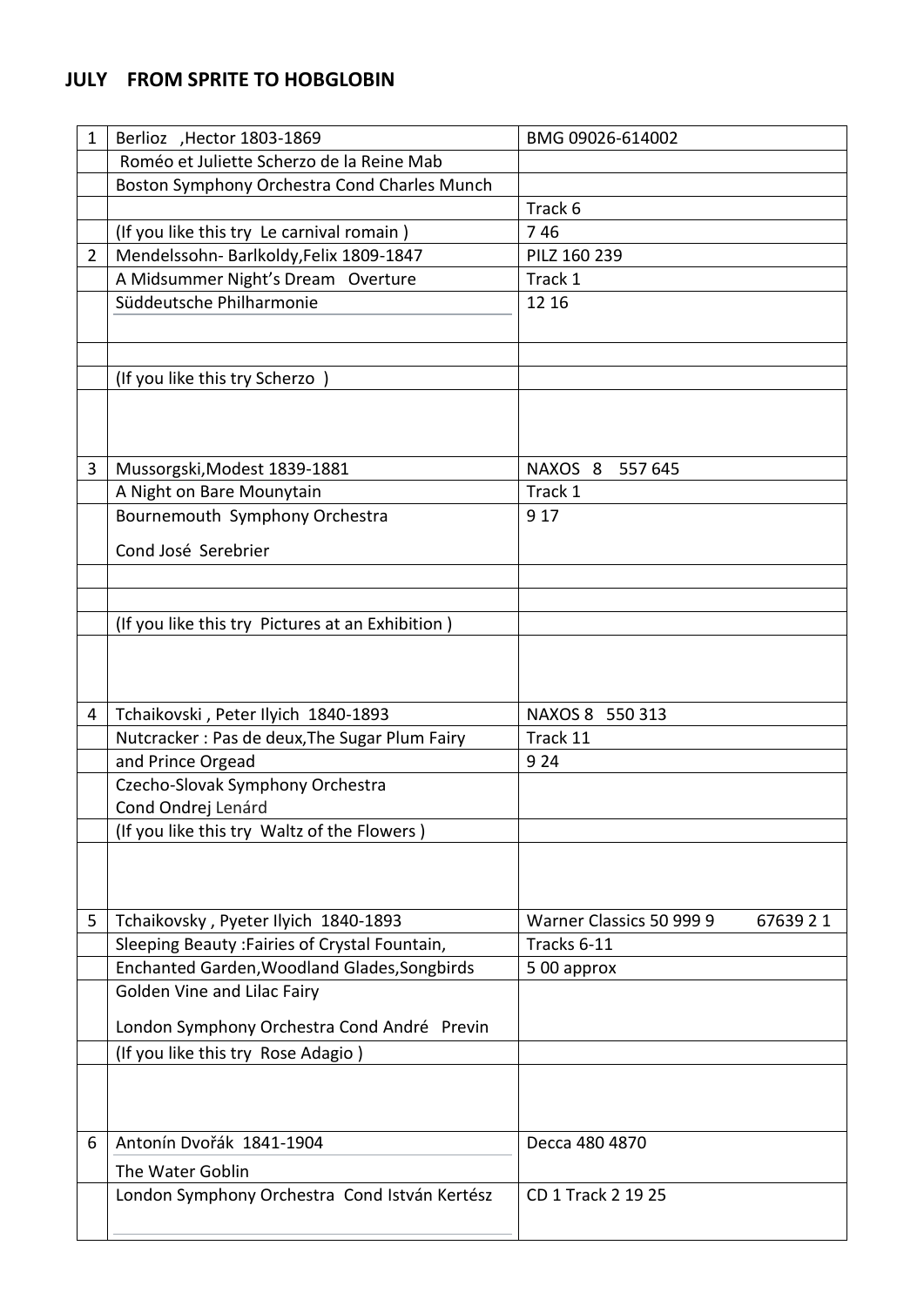## JULY FROM SPRITE TO HOBGLOBIN

| | | |
|---|---|---|
| 1 | Berlioz ,Hector 1803-1869 | BMG 09026-614002 |
| | Roméo et Juliette Scherzo de la Reine Mab | |
| | Boston Symphony Orchestra Cond Charles Munch | |
| | | Track 6 |
| | (If you like this try Le carnival romain ) | 7 46 |
| 2 | Mendelssohn- Barlkoldy,Felix 1809-1847 | PILZ 160 239 |
| | A Midsummer Night's Dream Overture | Track 1 |
| | Süddeutsche Philharmonie | 12 16 |
| | | |
| | (If you like this try Scherzo ) | |
| | | |
| 3 | Mussorgski,Modest 1839-1881 | NAXOS 8 557 645 |
| | A Night on Bare Mounytain | Track 1 |
| | Bournemouth Symphony Orchestra<br>Cond José Serebrier | 9 17 |
| | | |
| | | |
| | (If you like this try Pictures at an Exhibition ) | |
| | | |
| 4 | Tchaikovski , Peter Ilyich 1840-1893 | NAXOS 8 550 313 |
| | Nutcracker : Pas de deux,The Sugar Plum Fairy | Track 11 |
| | and Prince Orgead | 9 24 |
| | Czecho-Slovak Symphony Orchestra<br>Cond Ondrej Lenárd | |
| | (If you like this try Waltz of the Flowers ) | |
| | | |
| 5 | Tchaikovsky , Pyeter Ilyich 1840-1893 | Warner Classics 50 999 9 67639 2 1 |
| | Sleeping Beauty :Fairies of Crystal Fountain, | Tracks 6-11 |
| | Enchanted Garden,Woodland Glades,Songbirds | 5 00 approx |
| | Golden Vine and Lilac Fairy<br>London Symphony Orchestra Cond André Previn | |
| | (If you like this try Rose Adagio ) | |
| | | |
| 6 | Antonín Dvořák 1841-1904<br>The Water Goblin | Decca 480 4870 |
| | London Symphony Orchestra Cond István Kertész | CD 1 Track 2 19 25 |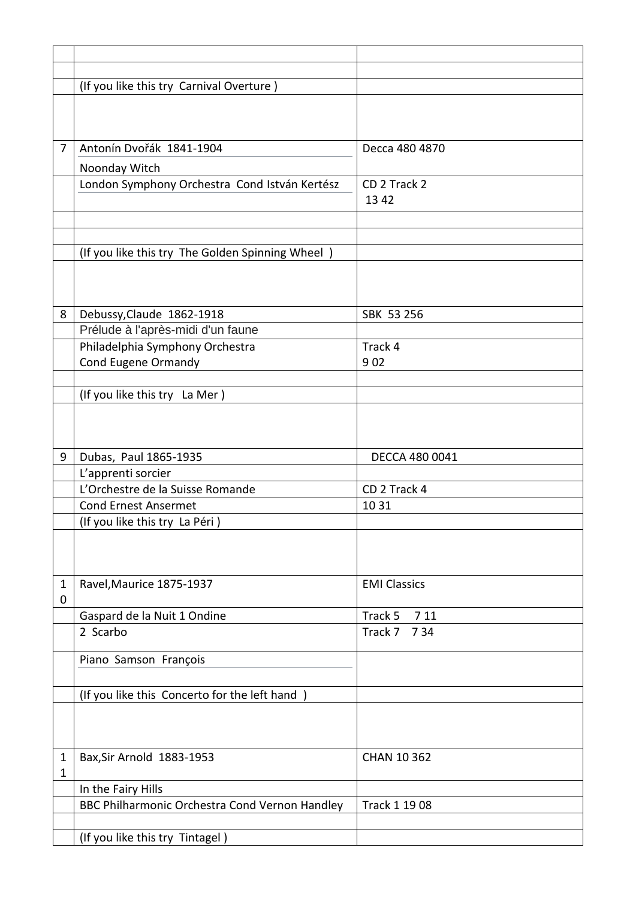| | | |
|---|---|---|
| | | |
| | | |
| | (If you like this try Carnival Overture ) | |
| | | |
| 7 | Antonín Dvořák 1841-1904<br>Noonday Witch | Decca 480 4870 |
| | London Symphony Orchestra Cond István Kertész | CD 2 Track 2<br>13 42 |
| | | |
| | | |
| | (If you like this try The Golden Spinning Wheel ) | |
| | | |
| 8 | Debussy,Claude 1862-1918 | SBK 53 256 |
| | Prélude à l'après-midi d'un faune | |
| | Philadelphia Symphony Orchestra<br>Cond Eugene Ormandy | Track 4<br>9 02 |
| | | |
| | (If you like this try La Mer ) | |
| | | |
| 9 | Dubas, Paul 1865-1935 | DECCA 480 0041 |
| | L'apprenti sorcier | |
| | L'Orchestre de la Suisse Romande | CD 2 Track 4 |
| | Cond Ernest Ansermet | 10 31 |
| | (If you like this try La Péri ) | |
| | | |
| 10 | Ravel,Maurice 1875-1937 | EMI Classics |
| | Gaspard de la Nuit 1 Ondine | Track 5 7 11 |
| | 2 Scarbo | Track 7 7 34 |
| | Piano Samson François | |
| | (If you like this Concerto for the left hand ) | |
| | | |
| 11 | Bax,Sir Arnold 1883-1953 | CHAN 10 362 |
| | In the Fairy Hills | |
| | BBC Philharmonic Orchestra Cond Vernon Handley | Track 1 19 08 |
| | | |
| | (If you like this try Tintagel ) | |